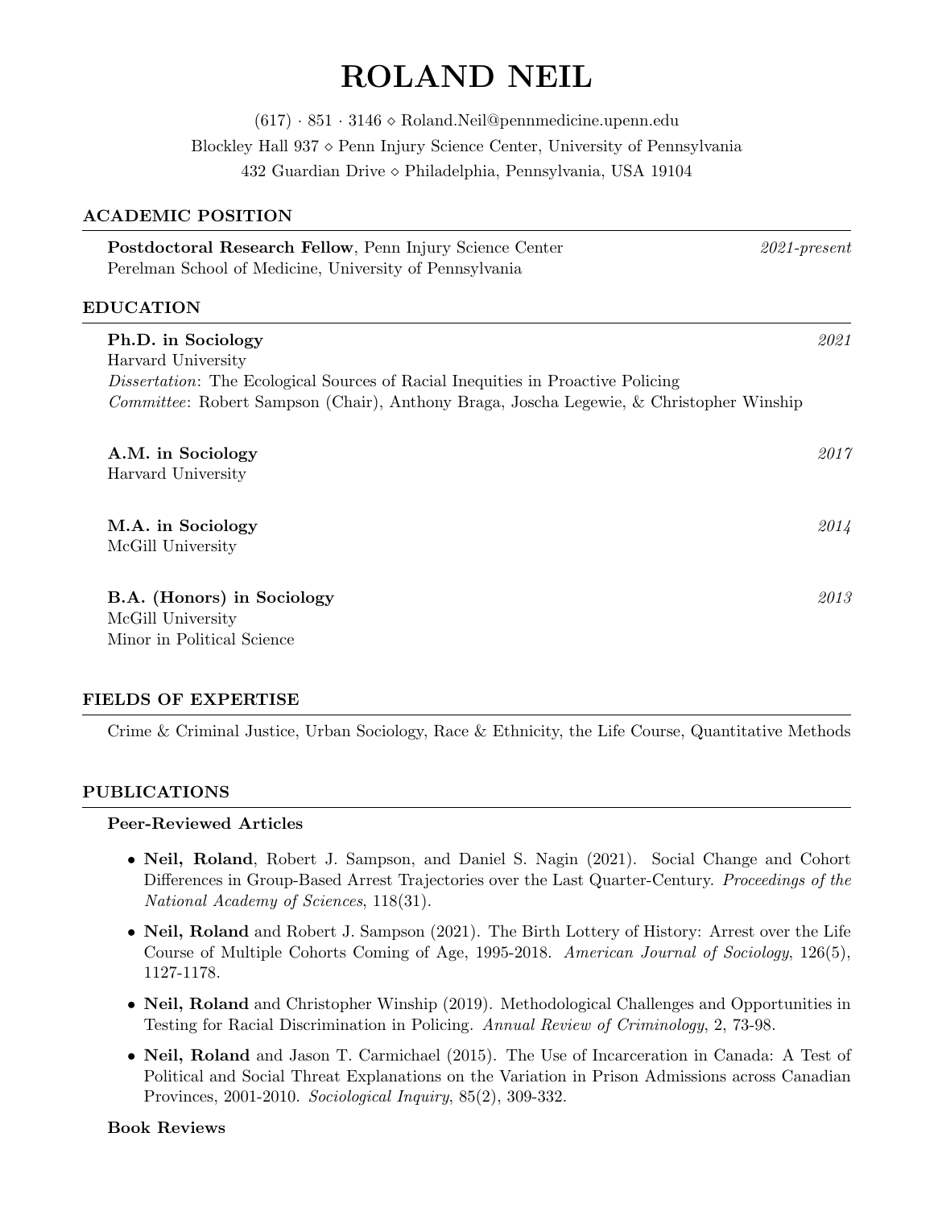# ROLAND NEIL

(617) · 851 · 3146 ⋄ Roland.Neil@pennmedicine.upenn.edu
Blockley Hall 937 ⋄ Penn Injury Science Center, University of Pennsylvania
432 Guardian Drive ⋄ Philadelphia, Pennsylvania, USA 19104

## ACADEMIC POSITION

**Postdoctoral Research Fellow**, Penn Injury Science Center *2021-present*
Perelman School of Medicine, University of Pennsylvania

## EDUCATION

**Ph.D. in Sociology** *2021*
Harvard University
*Dissertation*: The Ecological Sources of Racial Inequities in Proactive Policing
*Committee*: Robert Sampson (Chair), Anthony Braga, Joscha Legewie, & Christopher Winship

**A.M. in Sociology** *2017*
Harvard University

**M.A. in Sociology** *2014*
McGill University

**B.A. (Honors) in Sociology** *2013*
McGill University
Minor in Political Science

## FIELDS OF EXPERTISE

Crime & Criminal Justice, Urban Sociology, Race & Ethnicity, the Life Course, Quantitative Methods

## PUBLICATIONS

### Peer-Reviewed Articles

- **Neil, Roland**, Robert J. Sampson, and Daniel S. Nagin (2021). Social Change and Cohort Differences in Group-Based Arrest Trajectories over the Last Quarter-Century. *Proceedings of the National Academy of Sciences*, 118(31).
- **Neil, Roland** and Robert J. Sampson (2021). The Birth Lottery of History: Arrest over the Life Course of Multiple Cohorts Coming of Age, 1995-2018. *American Journal of Sociology*, 126(5), 1127-1178.
- **Neil, Roland** and Christopher Winship (2019). Methodological Challenges and Opportunities in Testing for Racial Discrimination in Policing. *Annual Review of Criminology*, 2, 73-98.
- **Neil, Roland** and Jason T. Carmichael (2015). The Use of Incarceration in Canada: A Test of Political and Social Threat Explanations on the Variation in Prison Admissions across Canadian Provinces, 2001-2010. *Sociological Inquiry*, 85(2), 309-332.

### Book Reviews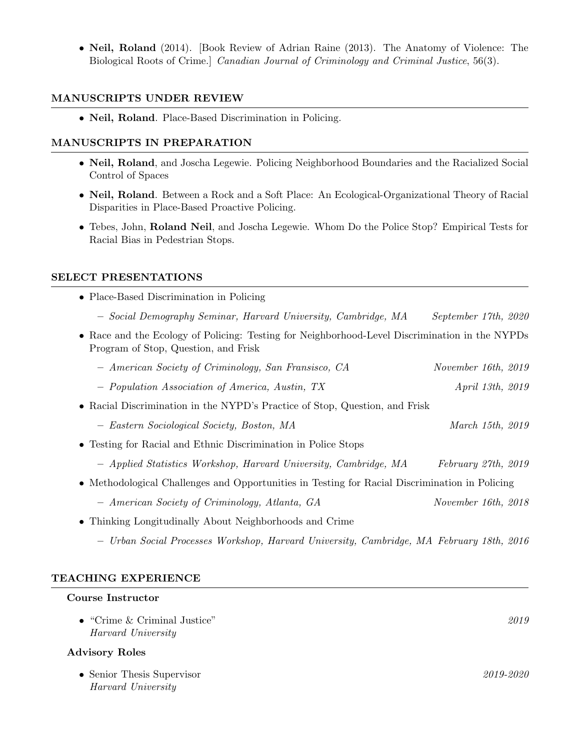- **Neil, Roland** (2014). [Book Review of Adrian Raine (2013). The Anatomy of Violence: The Biological Roots of Crime.] *Canadian Journal of Criminology and Criminal Justice*, 56(3).

## MANUSCRIPTS UNDER REVIEW

- **Neil, Roland**. Place-Based Discrimination in Policing.

## MANUSCRIPTS IN PREPARATION

- **Neil, Roland**, and Joscha Legewie. Policing Neighborhood Boundaries and the Racialized Social Control of Spaces
- **Neil, Roland**. Between a Rock and a Soft Place: An Ecological-Organizational Theory of Racial Disparities in Place-Based Proactive Policing.
- Tebes, John, **Roland Neil**, and Joscha Legewie. Whom Do the Police Stop? Empirical Tests for Racial Bias in Pedestrian Stops.

## SELECT PRESENTATIONS

- Place-Based Discrimination in Policing
  - *Social Demography Seminar, Harvard University, Cambridge, MA* — *September 17th, 2020*
- Race and the Ecology of Policing: Testing for Neighborhood-Level Discrimination in the NYPDs Program of Stop, Question, and Frisk
  - *American Society of Criminology, San Fransisco, CA* — *November 16th, 2019*
  - *Population Association of America, Austin, TX* — *April 13th, 2019*
- Racial Discrimination in the NYPD's Practice of Stop, Question, and Frisk
  - *Eastern Sociological Society, Boston, MA* — *March 15th, 2019*
- Testing for Racial and Ethnic Discrimination in Police Stops
  - *Applied Statistics Workshop, Harvard University, Cambridge, MA* — *February 27th, 2019*
- Methodological Challenges and Opportunities in Testing for Racial Discrimination in Policing
  - *American Society of Criminology, Atlanta, GA* — *November 16th, 2018*
- Thinking Longitudinally About Neighborhoods and Crime
  - *Urban Social Processes Workshop, Harvard University, Cambridge, MA* — *February 18th, 2016*

## TEACHING EXPERIENCE

### Course Instructor

- "Crime & Criminal Justice" — *2019*
  *Harvard University*

### Advisory Roles

- Senior Thesis Supervisor — *2019-2020*
  *Harvard University*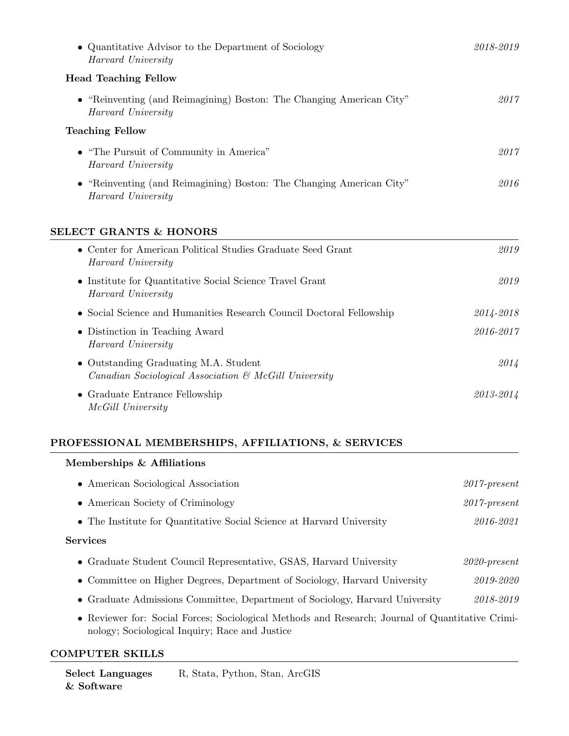- Quantitative Advisor to the Department of Sociology — *2018-2019*
  *Harvard University*

**Head Teaching Fellow**

- "Reinventing (and Reimagining) Boston: The Changing American City" — *2017*
  *Harvard University*

**Teaching Fellow**

- "The Pursuit of Community in America" — *2017*
  *Harvard University*
- "Reinventing (and Reimagining) Boston: The Changing American City" — *2016*
  *Harvard University*

## SELECT GRANTS & HONORS

- Center for American Political Studies Graduate Seed Grant — *2019*
  *Harvard University*
- Institute for Quantitative Social Science Travel Grant — *2019*
  *Harvard University*
- Social Science and Humanities Research Council Doctoral Fellowship — *2014-2018*
- Distinction in Teaching Award — *2016-2017*
  *Harvard University*
- Outstanding Graduating M.A. Student — *2014*
  *Canadian Sociological Association & McGill University*
- Graduate Entrance Fellowship — *2013-2014*
  *McGill University*

## PROFESSIONAL MEMBERSHIPS, AFFILIATIONS, & SERVICES

**Memberships & Affiliations**

- American Sociological Association — *2017-present*
- American Society of Criminology — *2017-present*
- The Institute for Quantitative Social Science at Harvard University — *2016-2021*

**Services**

- Graduate Student Council Representative, GSAS, Harvard University — *2020-present*
- Committee on Higher Degrees, Department of Sociology, Harvard University — *2019-2020*
- Graduate Admissions Committee, Department of Sociology, Harvard University — *2018-2019*
- Reviewer for: Social Forces; Sociological Methods and Research; Journal of Quantitative Criminology; Sociological Inquiry; Race and Justice

## COMPUTER SKILLS

**Select Languages & Software** R, Stata, Python, Stan, ArcGIS